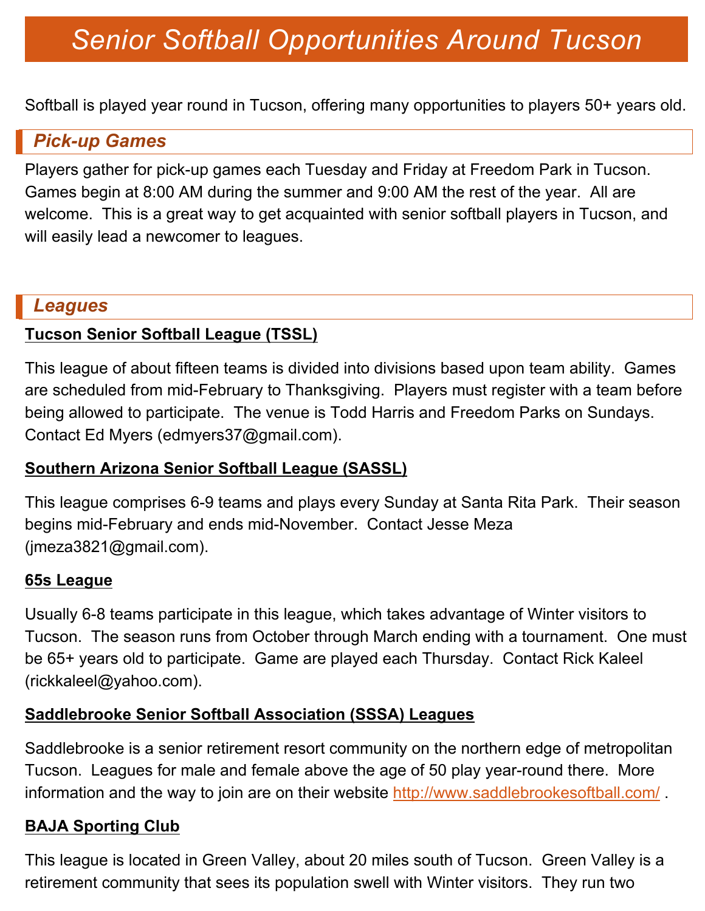# Senior Softball Opportunities Around Tucson

Softball is played year round in Tucson, offering many opportunities to players 50+ years old.

## Pick-up Games

Players gather for pick-up games each Tuesday and Friday at Freedom Park in Tucson. Games begin at 8:00 AM during the summer and 9:00 AM the rest of the year. All are welcome. This is a great way to get acquainted with senior softball players in Tucson, and will easily lead a newcomer to leagues.

## Leagues

### Tucson Senior Softball League (TSSL)

This league of about fifteen teams is divided into divisions based upon team ability. Games are scheduled from mid-February to Thanksgiving. Players must register with a team before being allowed to participate. The venue is Todd Harris and Freedom Parks on Sundays. Contact Ed Myers (edmyers37@gmail.com).

### Southern Arizona Senior Softball League (SASSL)

This league comprises 6-9 teams and plays every Sunday at Santa Rita Park. Their season begins mid-February and ends mid-November. Contact Jesse Meza (jmeza3821@gmail.com).

### 65s League

Usually 6-8 teams participate in this league, which takes advantage of Winter visitors to Tucson. The season runs from October through March ending with a tournament. One must be 65+ years old to participate. Game are played each Thursday. Contact Rick Kaleel (rickkaleel@yahoo.com).

### Saddlebrooke Senior Softball Association (SSSA) Leagues

Saddlebrooke is a senior retirement resort community on the northern edge of metropolitan Tucson. Leagues for male and female above the age of 50 play year-round there. More information and the way to join are on their website http://www.saddlebrookesoftball.com/ .

### BAJA Sporting Club

This league is located in Green Valley, about 20 miles south of Tucson. Green Valley is a retirement community that sees its population swell with Winter visitors. They run two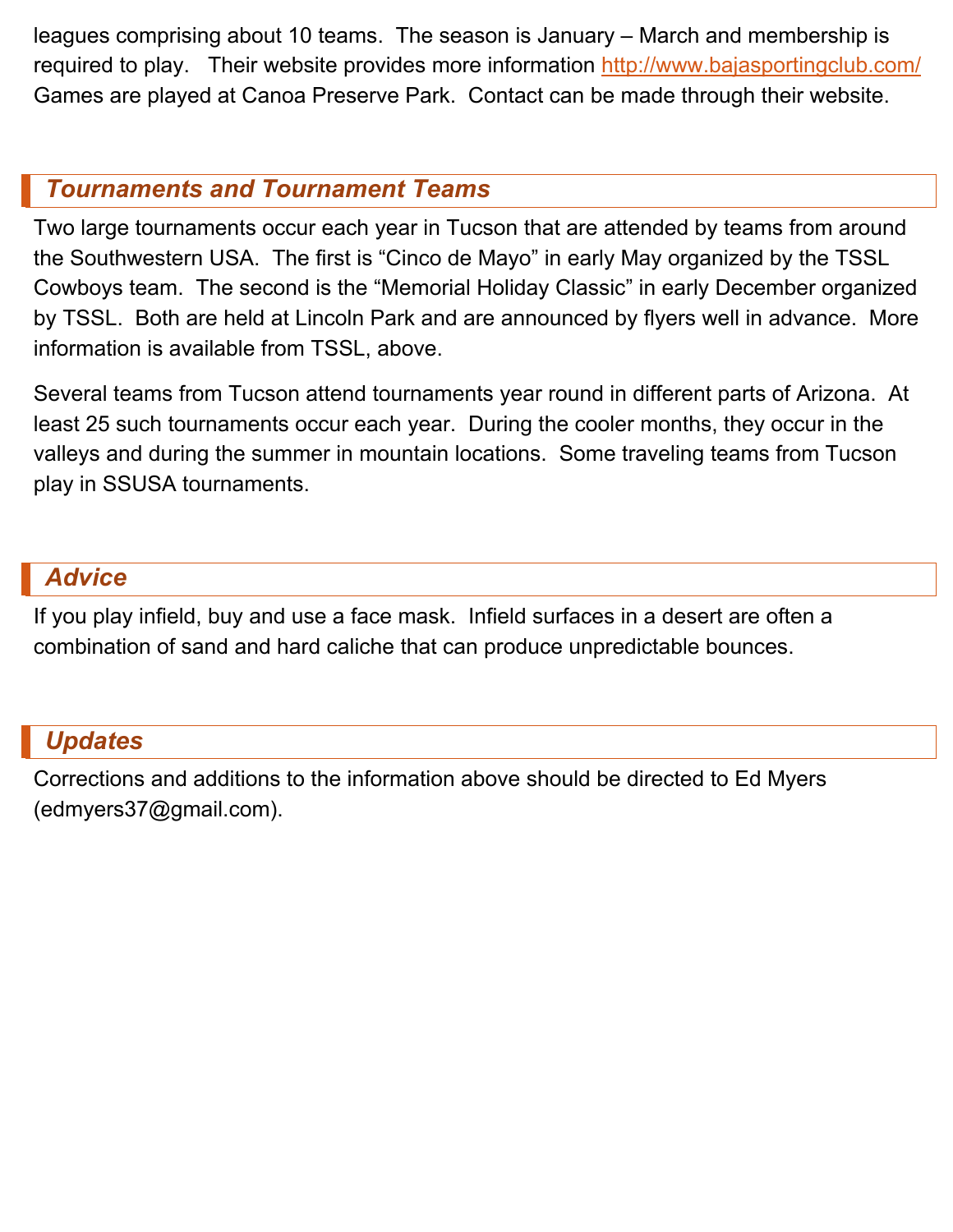leagues comprising about 10 teams. The season is January – March and membership is required to play. Their website provides more information http://www.bajasportingclub.com/ Games are played at Canoa Preserve Park. Contact can be made through their website.

## *Tournaments and Tournament Teams*

Two large tournaments occur each year in Tucson that are attended by teams from around the Southwestern USA. The first is “Cinco de Mayo” in early May organized by the TSSL Cowboys team. The second is the “Memorial Holiday Classic” in early December organized by TSSL. Both are held at Lincoln Park and are announced by flyers well in advance. More information is available from TSSL, above.

Several teams from Tucson attend tournaments year round in different parts of Arizona. At least 25 such tournaments occur each year. During the cooler months, they occur in the valleys and during the summer in mountain locations. Some traveling teams from Tucson play in SSUSA tournaments.

## *Advice*

If you play infield, buy and use a face mask. Infield surfaces in a desert are often a combination of sand and hard caliche that can produce unpredictable bounces.

## *Updates*

Corrections and additions to the information above should be directed to Ed Myers (edmyers37@gmail.com).